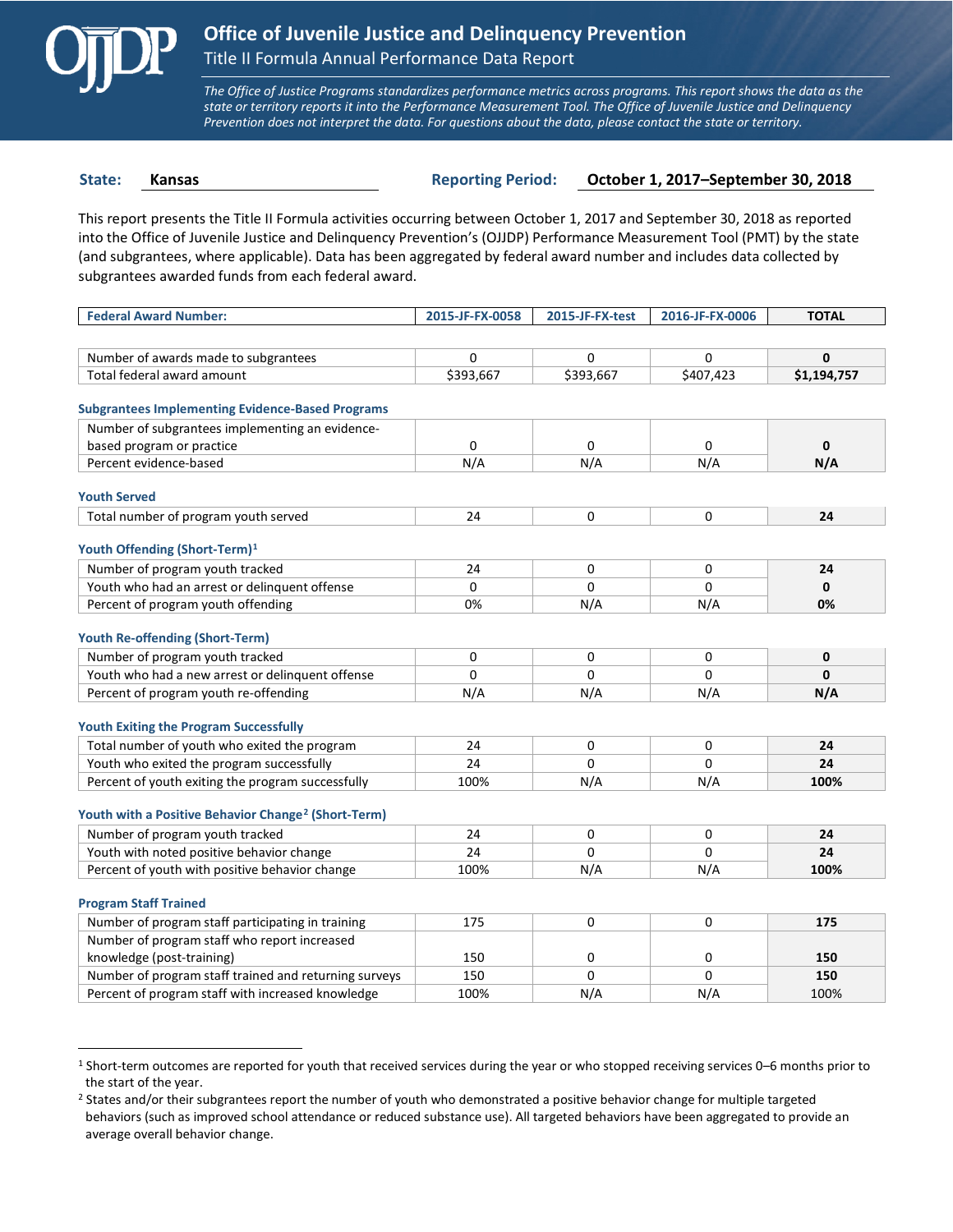# Office of Juvenile Justice and Delinquency Prevention

## Title II Formula Annual Performance Data Report

*The Office of Justice Programs standardizes performance metrics across programs. This report shows the data as the state or territory reports it into the Performance Measurement Tool. The Office of Juvenile Justice and Delinquency Prevention does not interpret the data. For questions about the data, please contact the state or territory.*

**State:** Kansas **Reporting Period:** October 1, 2017–September 30, 2018

This report presents the Title II Formula activities occurring between October 1, 2017 and September 30, 2018 as reported into the Office of Juvenile Justice and Delinquency Prevention's (OJJDP) Performance Measurement Tool (PMT) by the state (and subgrantees, where applicable). Data has been aggregated by federal award number and includes data collected by subgrantees awarded funds from each federal award.

| Federal Award Number: | 2015-JF-FX-0058 | 2015-JF-FX-test | 2016-JF-FX-0006 | TOTAL |
|---|---|---|---|---|
| Number of awards made to subgrantees | 0 | 0 | 0 | **0** |
| Total federal award amount | $393,667 | $393,667 | $407,423 | **$1,194,757** |
| **Subgrantees Implementing Evidence-Based Programs** | | | | |
| Number of subgrantees implementing an evidence-based program or practice | 0 | 0 | 0 | **0** |
| Percent evidence-based | N/A | N/A | N/A | **N/A** |
| **Youth Served** | | | | |
| Total number of program youth served | 24 | 0 | 0 | **24** |
| **Youth Offending (Short-Term)[1]** | | | | |
| Number of program youth tracked | 24 | 0 | 0 | **24** |
| Youth who had an arrest or delinquent offense | 0 | 0 | 0 | **0** |
| Percent of program youth offending | 0% | N/A | N/A | **0%** |
| **Youth Re-offending (Short-Term)** | | | | |
| Number of program youth tracked | 0 | 0 | 0 | **0** |
| Youth who had a new arrest or delinquent offense | 0 | 0 | 0 | **0** |
| Percent of program youth re-offending | N/A | N/A | N/A | **N/A** |
| **Youth Exiting the Program Successfully** | | | | |
| Total number of youth who exited the program | 24 | 0 | 0 | **24** |
| Youth who exited the program successfully | 24 | 0 | 0 | **24** |
| Percent of youth exiting the program successfully | 100% | N/A | N/A | **100%** |
| **Youth with a Positive Behavior Change[2] (Short-Term)** | | | | |
| Number of program youth tracked | 24 | 0 | 0 | **24** |
| Youth with noted positive behavior change | 24 | 0 | 0 | **24** |
| Percent of youth with positive behavior change | 100% | N/A | N/A | **100%** |
| **Program Staff Trained** | | | | |
| Number of program staff participating in training | 175 | 0 | 0 | **175** |
| Number of program staff who report increased knowledge (post-training) | 150 | 0 | 0 | **150** |
| Number of program staff trained and returning surveys | 150 | 0 | 0 | **150** |
| Percent of program staff with increased knowledge | 100% | N/A | N/A | 100% |

[1] Short-term outcomes are reported for youth that received services during the year or who stopped receiving services 0–6 months prior to the start of the year.

[2] States and/or their subgrantees report the number of youth who demonstrated a positive behavior change for multiple targeted behaviors (such as improved school attendance or reduced substance use). All targeted behaviors have been aggregated to provide an average overall behavior change.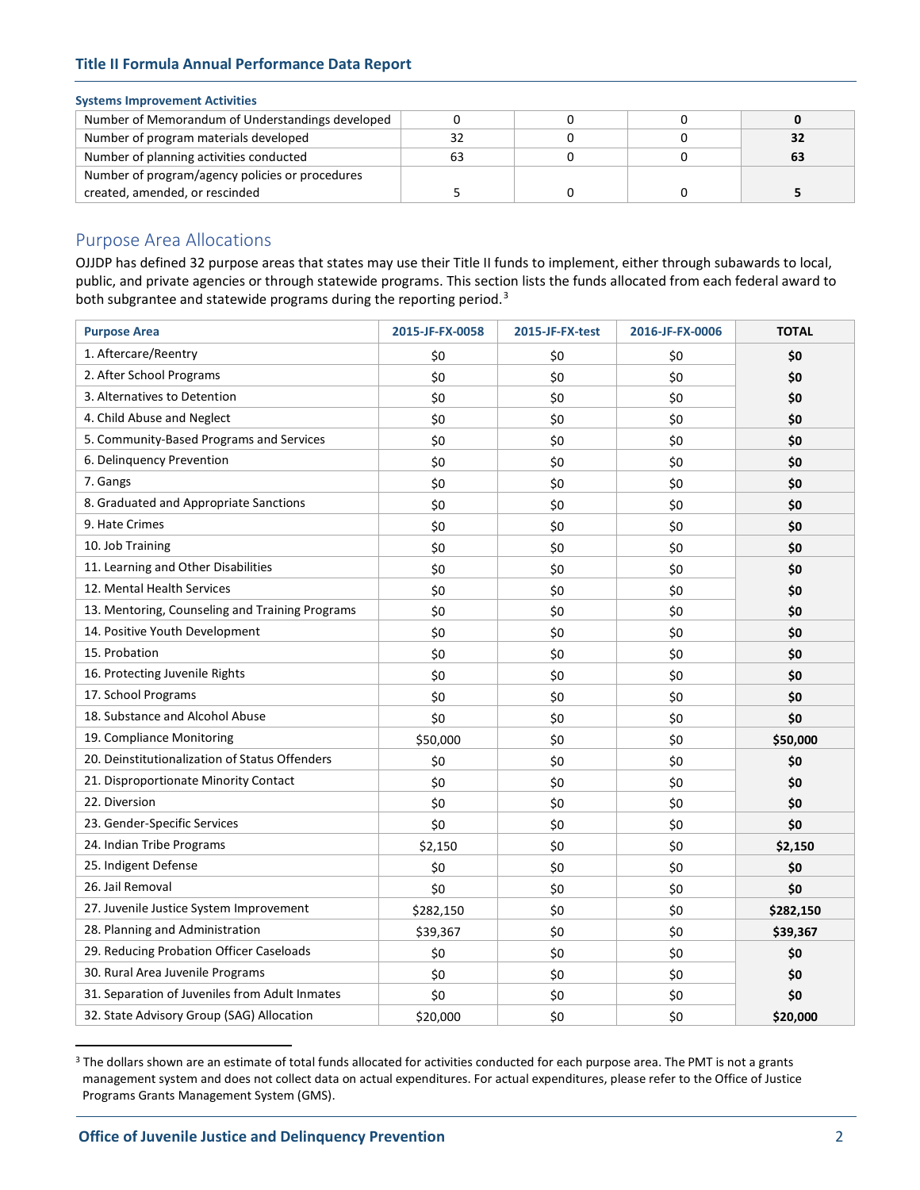**Systems Improvement Activities**

| | | | | |
|---|---|---|---|---|
| Number of Memorandum of Understandings developed | 0 | 0 | 0 | **0** |
| Number of program materials developed | 32 | 0 | 0 | **32** |
| Number of planning activities conducted | 63 | 0 | 0 | **63** |
| Number of program/agency policies or procedures created, amended, or rescinded | 5 | 0 | 0 | **5** |

## Purpose Area Allocations

OJJDP has defined 32 purpose areas that states may use their Title II funds to implement, either through subawards to local, public, and private agencies or through statewide programs. This section lists the funds allocated from each federal award to both subgrantee and statewide programs during the reporting period.[3]

| Purpose Area | 2015-JF-FX-0058 | 2015-JF-FX-test | 2016-JF-FX-0006 | TOTAL |
|---|---|---|---|---|
| 1. Aftercare/Reentry | $0 | $0 | $0 | **$0** |
| 2. After School Programs | $0 | $0 | $0 | **$0** |
| 3. Alternatives to Detention | $0 | $0 | $0 | **$0** |
| 4. Child Abuse and Neglect | $0 | $0 | $0 | **$0** |
| 5. Community-Based Programs and Services | $0 | $0 | $0 | **$0** |
| 6. Delinquency Prevention | $0 | $0 | $0 | **$0** |
| 7. Gangs | $0 | $0 | $0 | **$0** |
| 8. Graduated and Appropriate Sanctions | $0 | $0 | $0 | **$0** |
| 9. Hate Crimes | $0 | $0 | $0 | **$0** |
| 10. Job Training | $0 | $0 | $0 | **$0** |
| 11. Learning and Other Disabilities | $0 | $0 | $0 | **$0** |
| 12. Mental Health Services | $0 | $0 | $0 | **$0** |
| 13. Mentoring, Counseling and Training Programs | $0 | $0 | $0 | **$0** |
| 14. Positive Youth Development | $0 | $0 | $0 | **$0** |
| 15. Probation | $0 | $0 | $0 | **$0** |
| 16. Protecting Juvenile Rights | $0 | $0 | $0 | **$0** |
| 17. School Programs | $0 | $0 | $0 | **$0** |
| 18. Substance and Alcohol Abuse | $0 | $0 | $0 | **$0** |
| 19. Compliance Monitoring | $50,000 | $0 | $0 | **$50,000** |
| 20. Deinstitutionalization of Status Offenders | $0 | $0 | $0 | **$0** |
| 21. Disproportionate Minority Contact | $0 | $0 | $0 | **$0** |
| 22. Diversion | $0 | $0 | $0 | **$0** |
| 23. Gender-Specific Services | $0 | $0 | $0 | **$0** |
| 24. Indian Tribe Programs | $2,150 | $0 | $0 | **$2,150** |
| 25. Indigent Defense | $0 | $0 | $0 | **$0** |
| 26. Jail Removal | $0 | $0 | $0 | **$0** |
| 27. Juvenile Justice System Improvement | $282,150 | $0 | $0 | **$282,150** |
| 28. Planning and Administration | $39,367 | $0 | $0 | **$39,367** |
| 29. Reducing Probation Officer Caseloads | $0 | $0 | $0 | **$0** |
| 30. Rural Area Juvenile Programs | $0 | $0 | $0 | **$0** |
| 31. Separation of Juveniles from Adult Inmates | $0 | $0 | $0 | **$0** |
| 32. State Advisory Group (SAG) Allocation | $20,000 | $0 | $0 | **$20,000** |

[3] The dollars shown are an estimate of total funds allocated for activities conducted for each purpose area. The PMT is not a grants management system and does not collect data on actual expenditures. For actual expenditures, please refer to the Office of Justice Programs Grants Management System (GMS).